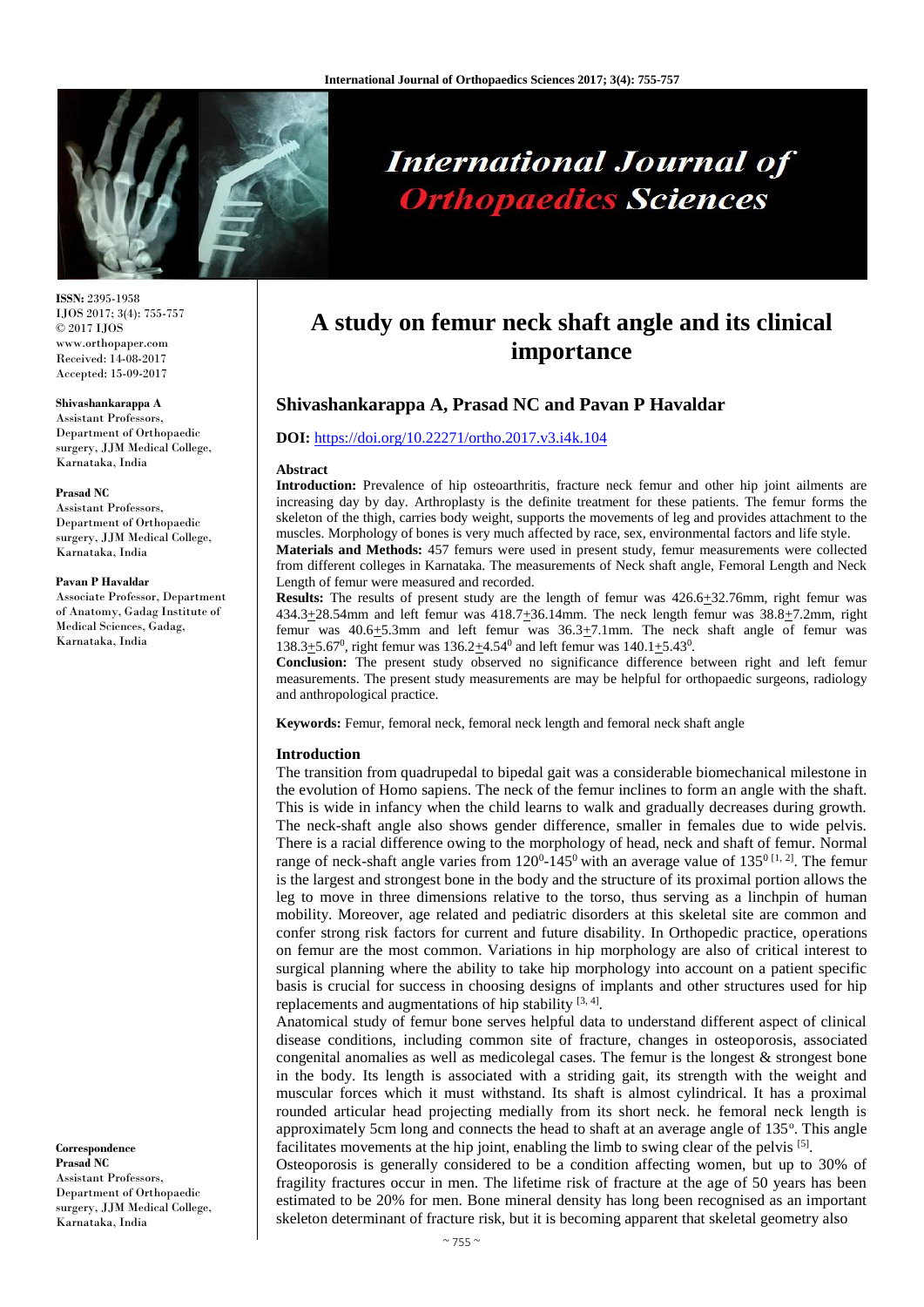# A study on femur neck shaft angle and its clinical importance

**Shivashankarappa A, Prasad NC and Pavan P Havaldar**

**DOI:** https://doi.org/10.22271/ortho.2017.v3.i4k.104

ISSN: 2395-1958
IJOS 2017; 3(4): 755-757
© 2017 IJOS
www.orthopaper.com
Received: 14-08-2017
Accepted: 15-09-2017

**Shivashankarappa A**
Assistant Professors, Department of Orthopaedic surgery, JJM Medical College, Karnataka, India

**Prasad NC**
Assistant Professors, Department of Orthopaedic surgery, JJM Medical College, Karnataka, India

**Pavan P Havaldar**
Associate Professor, Department of Anatomy, Gadag Institute of Medical Sciences, Gadag, Karnataka, India

**Correspondence**
**Prasad NC**
Assistant Professors, Department of Orthopaedic surgery, JJM Medical College, Karnataka, India

## Abstract

**Introduction:** Prevalence of hip osteoarthritis, fracture neck femur and other hip joint ailments are increasing day by day. Arthroplasty is the definite treatment for these patients. The femur forms the skeleton of the thigh, carries body weight, supports the movements of leg and provides attachment to the muscles. Morphology of bones is very much affected by race, sex, environmental factors and life style.

**Materials and Methods:** 457 femurs were used in present study, femur measurements were collected from different colleges in Karnataka. The measurements of Neck shaft angle, Femoral Length and Neck Length of femur were measured and recorded.

**Results:** The results of present study are the length of femur was 426.6$\pm$32.76mm, right femur was 434.3$\pm$28.54mm and left femur was 418.7$\pm$36.14mm. The neck length femur was 38.8$\pm$7.2mm, right femur was 40.6$\pm$5.3mm and left femur was 36.3$\pm$7.1mm. The neck shaft angle of femur was 138.3$\pm$5.67$^0$, right femur was 136.2$\pm$4.54$^0$ and left femur was 140.1$\pm$5.43$^0$.

**Conclusion:** The present study observed no significance difference between right and left femur measurements. The present study measurements are may be helpful for orthopaedic surgeons, radiology and anthropological practice.

**Keywords:** Femur, femoral neck, femoral neck length and femoral neck shaft angle

## Introduction

The transition from quadrupedal to bipedal gait was a considerable biomechanical milestone in the evolution of Homo sapiens. The neck of the femur inclines to form an angle with the shaft. This is wide in infancy when the child learns to walk and gradually decreases during growth. The neck-shaft angle also shows gender difference, smaller in females due to wide pelvis. There is a racial difference owing to the morphology of head, neck and shaft of femur. Normal range of neck-shaft angle varies from 120$^0$-145$^0$ with an average value of 135$^0$ [1, 2]. The femur is the largest and strongest bone in the body and the structure of its proximal portion allows the leg to move in three dimensions relative to the torso, thus serving as a linchpin of human mobility. Moreover, age related and pediatric disorders at this skeletal site are common and confer strong risk factors for current and future disability. In Orthopedic practice, operations on femur are the most common. Variations in hip morphology are also of critical interest to surgical planning where the ability to take hip morphology into account on a patient specific basis is crucial for success in choosing designs of implants and other structures used for hip replacements and augmentations of hip stability [3, 4].

Anatomical study of femur bone serves helpful data to understand different aspect of clinical disease conditions, including common site of fracture, changes in osteoporosis, associated congenital anomalies as well as medicolegal cases. The femur is the longest & strongest bone in the body. Its length is associated with a striding gait, its strength with the weight and muscular forces which it must withstand. Its shaft is almost cylindrical. It has a proximal rounded articular head projecting medially from its short neck. he femoral neck length is approximately 5cm long and connects the head to shaft at an average angle of 135°. This angle facilitates movements at the hip joint, enabling the limb to swing clear of the pelvis [5].

Osteoporosis is generally considered to be a condition affecting women, but up to 30% of fragility fractures occur in men. The lifetime risk of fracture at the age of 50 years has been estimated to be 20% for men. Bone mineral density has long been recognised as an important skeleton determinant of fracture risk, but it is becoming apparent that skeletal geometry also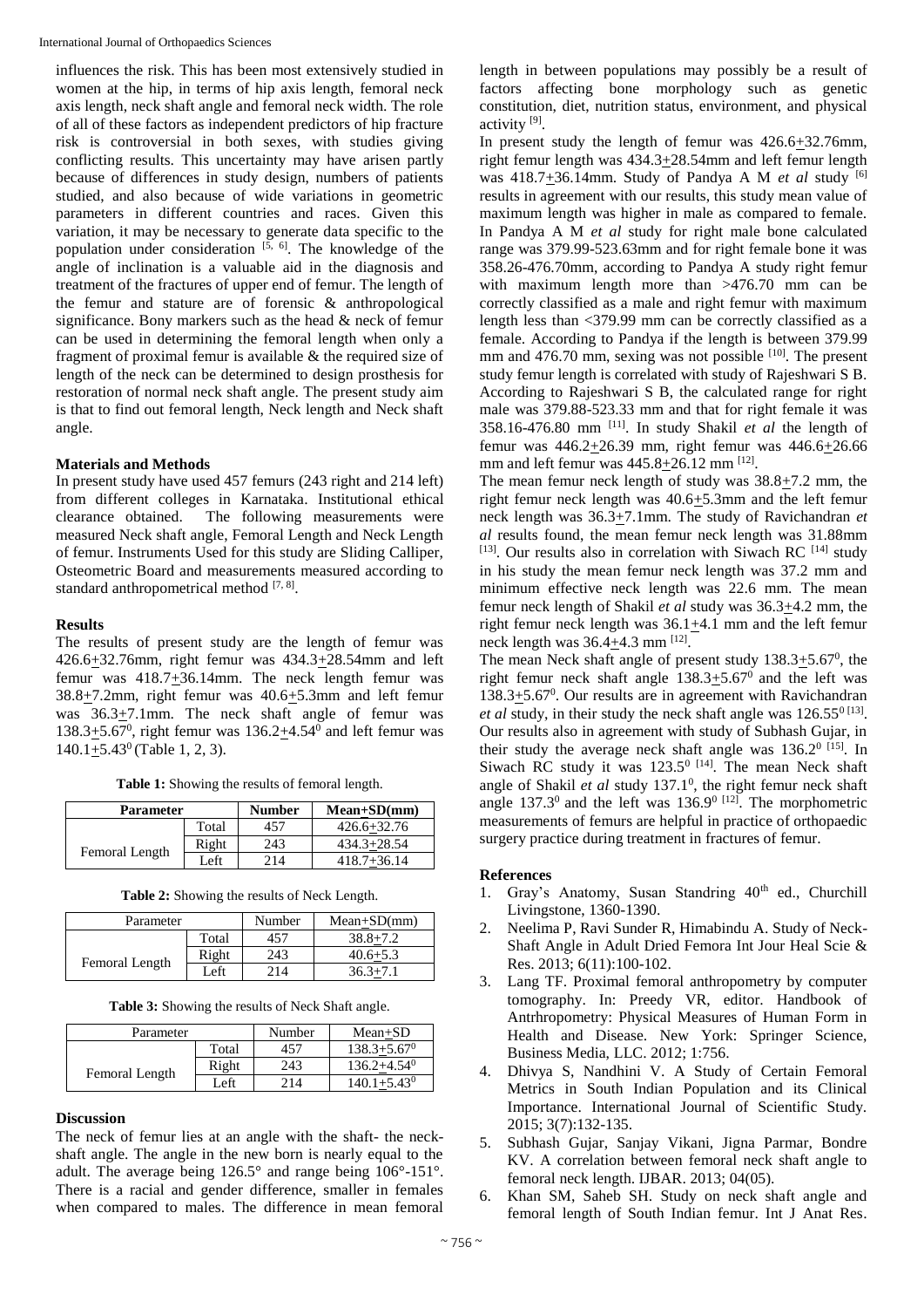influences the risk. This has been most extensively studied in women at the hip, in terms of hip axis length, femoral neck axis length, neck shaft angle and femoral neck width. The role of all of these factors as independent predictors of hip fracture risk is controversial in both sexes, with studies giving conflicting results. This uncertainty may have arisen partly because of differences in study design, numbers of patients studied, and also because of wide variations in geometric parameters in different countries and races. Given this variation, it may be necessary to generate data specific to the population under consideration [5, 6]. The knowledge of the angle of inclination is a valuable aid in the diagnosis and treatment of the fractures of upper end of femur. The length of the femur and stature are of forensic & anthropological significance. Bony markers such as the head & neck of femur can be used in determining the femoral length when only a fragment of proximal femur is available & the required size of length of the neck can be determined to design prosthesis for restoration of normal neck shaft angle. The present study aim is that to find out femoral length, Neck length and Neck shaft angle.

## Materials and Methods

In present study have used 457 femurs (243 right and 214 left) from different colleges in Karnataka. Institutional ethical clearance obtained. The following measurements were measured Neck shaft angle, Femoral Length and Neck Length of femur. Instruments Used for this study are Sliding Calliper, Osteometric Board and measurements measured according to standard anthropometrical method [7, 8].

## Results

The results of present study are the length of femur was 426.6±32.76mm, right femur was 434.3±28.54mm and left femur was 418.7±36.14mm. The neck length femur was 38.8±7.2mm, right femur was 40.6±5.3mm and left femur was 36.3±7.1mm. The neck shaft angle of femur was 138.3±5.67$^0$, right femur was 136.2±4.54$^0$ and left femur was 140.1±5.43$^0$ (Table 1, 2, 3).

**Table 1:** Showing the results of femoral length.

| Parameter | | Number | Mean+SD(mm) |
|---|---|---|---|
| Femoral Length | Total | 457 | 426.6±32.76 |
| | Right | 243 | 434.3±28.54 |
| | Left | 214 | 418.7±36.14 |

**Table 2:** Showing the results of Neck Length.

| Parameter | | Number | Mean±SD(mm) |
|---|---|---|---|
| Femoral Length | Total | 457 | 38.8±7.2 |
| | Right | 243 | 40.6±5.3 |
| | Left | 214 | 36.3±7.1 |

**Table 3:** Showing the results of Neck Shaft angle.

| Parameter | | Number | Mean±SD |
|---|---|---|---|
| Femoral Length | Total | 457 | 138.3±5.67$^0$ |
| | Right | 243 | 136.2±4.54$^0$ |
| | Left | 214 | 140.1±5.43$^0$ |

## Discussion

The neck of femur lies at an angle with the shaft- the neck-shaft angle. The angle in the new born is nearly equal to the adult. The average being 126.5° and range being 106°-151°. There is a racial and gender difference, smaller in females when compared to males. The difference in mean femoral length in between populations may possibly be a result of factors affecting bone morphology such as genetic constitution, diet, nutrition status, environment, and physical activity [9].

In present study the length of femur was 426.6±32.76mm, right femur length was 434.3±28.54mm and left femur length was 418.7±36.14mm. Study of Pandya A M *et al* study [6] results in agreement with our results, this study mean value of maximum length was higher in male as compared to female. In Pandya A M *et al* study for right male bone calculated range was 379.99-523.63mm and for right female bone it was 358.26-476.70mm, according to Pandya A study right femur with maximum length more than >476.70 mm can be correctly classified as a male and right femur with maximum length less than <379.99 mm can be correctly classified as a female. According to Pandya if the length is between 379.99 mm and 476.70 mm, sexing was not possible [10]. The present study femur length is correlated with study of Rajeshwari S B. According to Rajeshwari S B, the calculated range for right male was 379.88-523.33 mm and that for right female it was 358.16-476.80 mm [11]. In study Shakil *et al* the length of femur was 446.2±26.39 mm, right femur was 446.6±26.66 mm and left femur was 445.8±26.12 mm [12].

The mean femur neck length of study was 38.8±7.2 mm, the right femur neck length was 40.6±5.3mm and the left femur neck length was 36.3±7.1mm. The study of Ravichandran *et al* results found, the mean femur neck length was 31.88mm [13]. Our results also in correlation with Siwach RC [14] study in his study the mean femur neck length was 37.2 mm and minimum effective neck length was 22.6 mm. The mean femur neck length of Shakil *et al* study was 36.3±4.2 mm, the right femur neck length was 36.1±4.1 mm and the left femur neck length was 36.4±4.3 mm [12].

The mean Neck shaft angle of present study 138.3±5.67$^0$, the right femur neck shaft angle 138.3±5.67$^0$ and the left was 138.3±5.67$^0$. Our results are in agreement with Ravichandran *et al* study, in their study the neck shaft angle was 126.55$^0$ [13]. Our results also in agreement with study of Subhash Gujar, in their study the average neck shaft angle was 136.2$^0$ [15]. In Siwach RC study it was 123.5$^0$ [14]. The mean Neck shaft angle of Shakil *et al* study 137.1$^0$, the right femur neck shaft angle 137.3$^0$ and the left was 136.9$^0$ [12]. The morphometric measurements of femurs are helpful in practice of orthopaedic surgery practice during treatment in fractures of femur.

## References

1. Gray's Anatomy, Susan Standring 40th ed., Churchill Livingstone, 1360-1390.
2. Neelima P, Ravi Sunder R, Himabindu A. Study of Neck-Shaft Angle in Adult Dried Femora Int Jour Heal Scie & Res. 2013; 6(11):100-102.
3. Lang TF. Proximal femoral anthropometry by computer tomography. In: Preedy VR, editor. Handbook of Antrhropometry: Physical Measures of Human Form in Health and Disease. New York: Springer Science, Business Media, LLC. 2012; 1:756.
4. Dhivya S, Nandhini V. A Study of Certain Femoral Metrics in South Indian Population and its Clinical Importance. International Journal of Scientific Study. 2015; 3(7):132-135.
5. Subhash Gujar, Sanjay Vikani, Jigna Parmar, Bondre KV. A correlation between femoral neck shaft angle to femoral neck length. IJBAR. 2013; 04(05).
6. Khan SM, Saheb SH. Study on neck shaft angle and femoral length of South Indian femur. Int J Anat Res.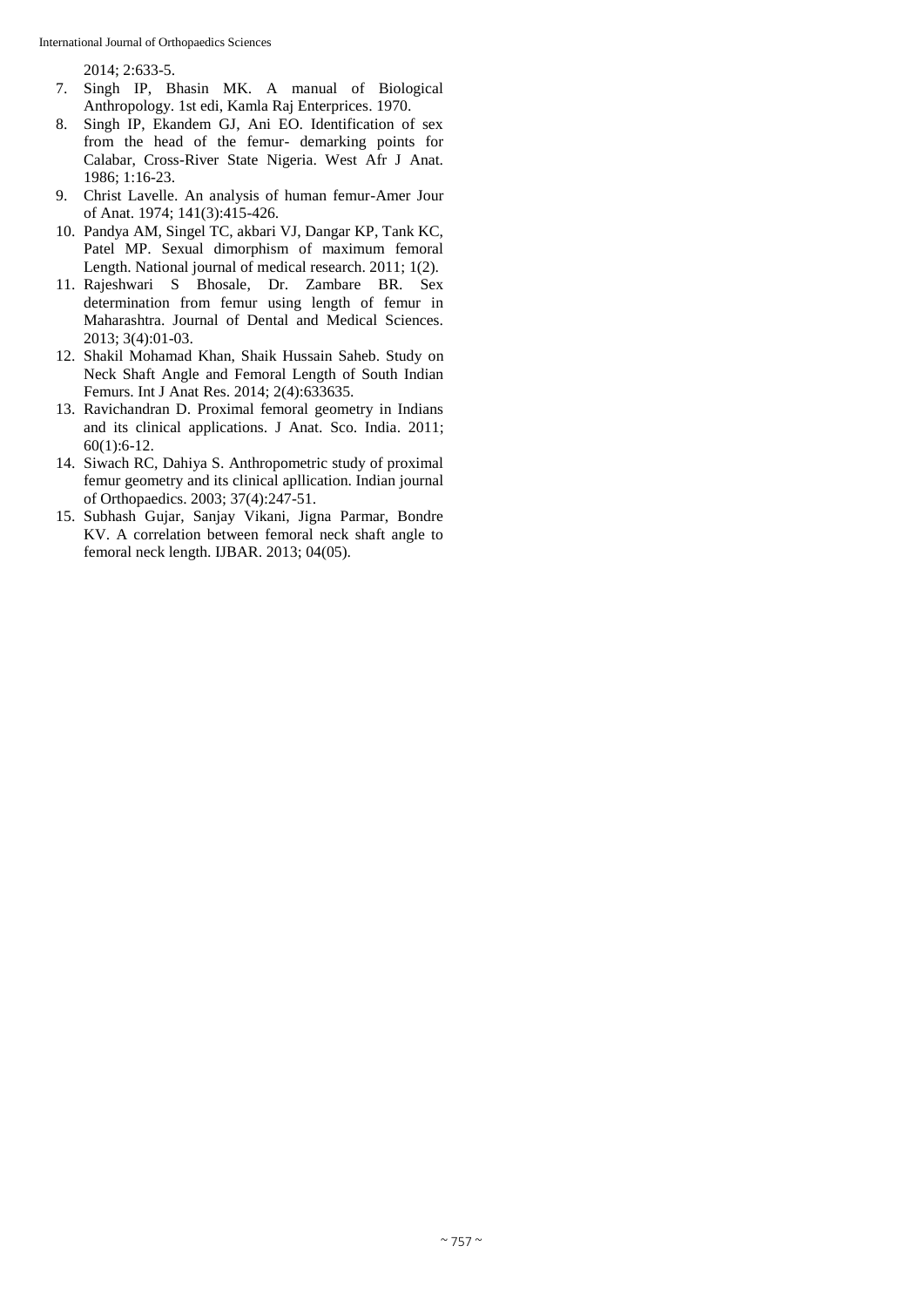2014; 2:633-5.

7. Singh IP, Bhasin MK. A manual of Biological Anthropology. 1st edi, Kamla Raj Enterprices. 1970.
8. Singh IP, Ekandem GJ, Ani EO. Identification of sex from the head of the femur- demarking points for Calabar, Cross-River State Nigeria. West Afr J Anat. 1986; 1:16-23.
9. Christ Lavelle. An analysis of human femur-Amer Jour of Anat. 1974; 141(3):415-426.
10. Pandya AM, Singel TC, akbari VJ, Dangar KP, Tank KC, Patel MP. Sexual dimorphism of maximum femoral Length. National journal of medical research. 2011; 1(2).
11. Rajeshwari S Bhosale, Dr. Zambare BR. Sex determination from femur using length of femur in Maharashtra. Journal of Dental and Medical Sciences. 2013; 3(4):01-03.
12. Shakil Mohamad Khan, Shaik Hussain Saheb. Study on Neck Shaft Angle and Femoral Length of South Indian Femurs. Int J Anat Res. 2014; 2(4):633635.
13. Ravichandran D. Proximal femoral geometry in Indians and its clinical applications. J Anat. Sco. India. 2011; 60(1):6-12.
14. Siwach RC, Dahiya S. Anthropometric study of proximal femur geometry and its clinical apllication. Indian journal of Orthopaedics. 2003; 37(4):247-51.
15. Subhash Gujar, Sanjay Vikani, Jigna Parmar, Bondre KV. A correlation between femoral neck shaft angle to femoral neck length. IJBAR. 2013; 04(05).